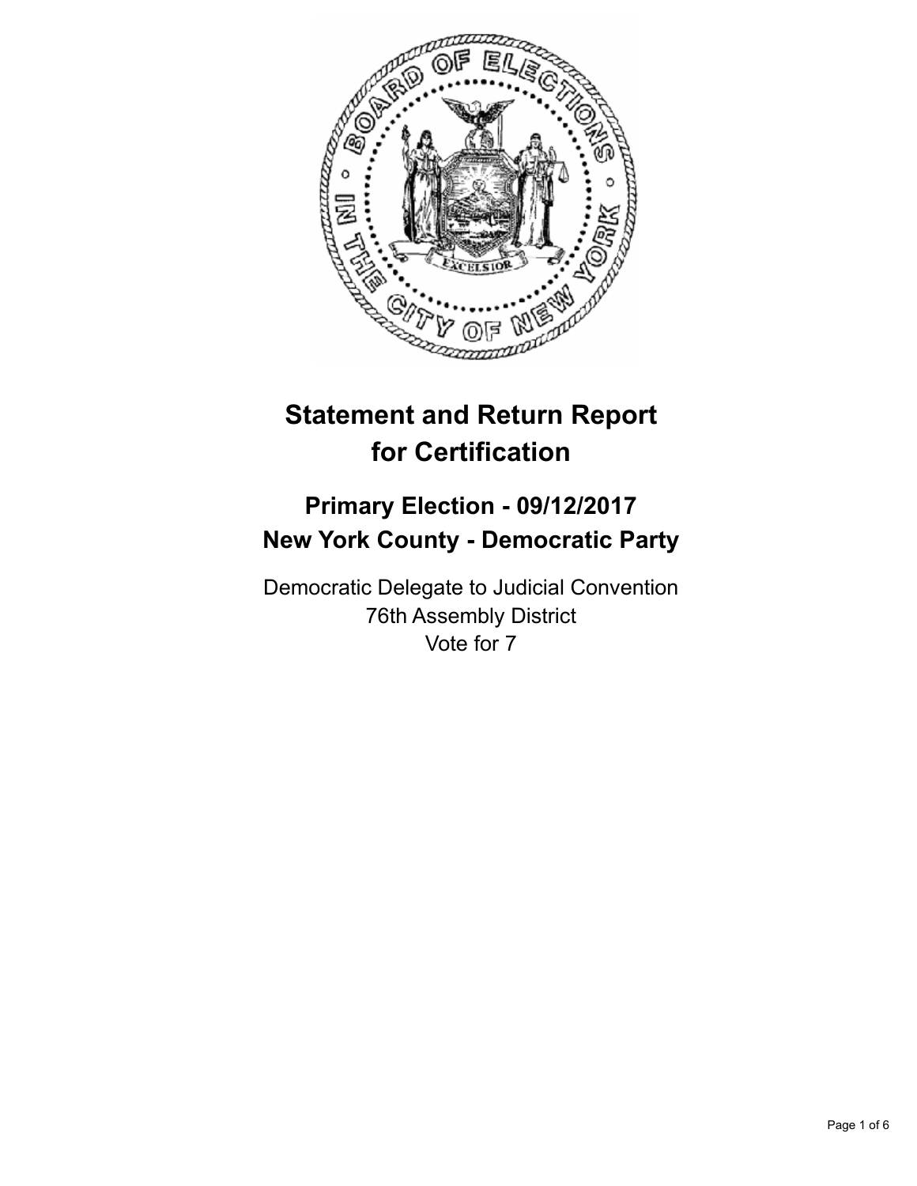# Statement and Return Report for Certification

## Primary Election - 09/12/2017
## New York County - Democratic Party

Democratic Delegate to Judicial Convention
76th Assembly District
Vote for 7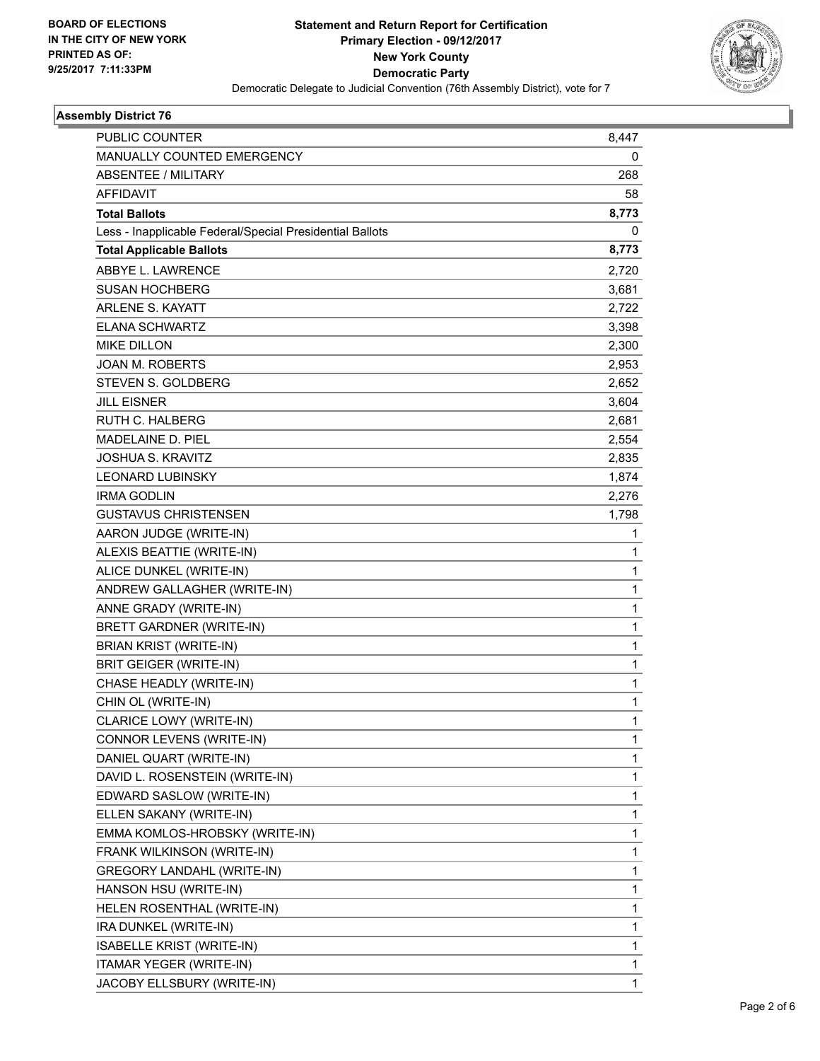**BOARD OF ELECTIONS**
**IN THE CITY OF NEW YORK**
**PRINTED AS OF:**
**9/25/2017 7:11:33PM**

# Statement and Return Report for Certification
## Primary Election - 09/12/2017
## New York County
## Democratic Party

Democratic Delegate to Judicial Convention (76th Assembly District), vote for 7

### Assembly District 76

| | |
|---|---|
| PUBLIC COUNTER | 8,447 |
| MANUALLY COUNTED EMERGENCY | 0 |
| ABSENTEE / MILITARY | 268 |
| AFFIDAVIT | 58 |
| **Total Ballots** | **8,773** |
| Less - Inapplicable Federal/Special Presidential Ballots | 0 |
| **Total Applicable Ballots** | **8,773** |
| ABBYE L. LAWRENCE | 2,720 |
| SUSAN HOCHBERG | 3,681 |
| ARLENE S. KAYATT | 2,722 |
| ELANA SCHWARTZ | 3,398 |
| MIKE DILLON | 2,300 |
| JOAN M. ROBERTS | 2,953 |
| STEVEN S. GOLDBERG | 2,652 |
| JILL EISNER | 3,604 |
| RUTH C. HALBERG | 2,681 |
| MADELAINE D. PIEL | 2,554 |
| JOSHUA S. KRAVITZ | 2,835 |
| LEONARD LUBINSKY | 1,874 |
| IRMA GODLIN | 2,276 |
| GUSTAVUS CHRISTENSEN | 1,798 |
| AARON JUDGE (WRITE-IN) | 1 |
| ALEXIS BEATTIE (WRITE-IN) | 1 |
| ALICE DUNKEL (WRITE-IN) | 1 |
| ANDREW GALLAGHER (WRITE-IN) | 1 |
| ANNE GRADY (WRITE-IN) | 1 |
| BRETT GARDNER (WRITE-IN) | 1 |
| BRIAN KRIST (WRITE-IN) | 1 |
| BRIT GEIGER (WRITE-IN) | 1 |
| CHASE HEADLY (WRITE-IN) | 1 |
| CHIN OL (WRITE-IN) | 1 |
| CLARICE LOWY (WRITE-IN) | 1 |
| CONNOR LEVENS (WRITE-IN) | 1 |
| DANIEL QUART (WRITE-IN) | 1 |
| DAVID L. ROSENSTEIN (WRITE-IN) | 1 |
| EDWARD SASLOW (WRITE-IN) | 1 |
| ELLEN SAKANY (WRITE-IN) | 1 |
| EMMA KOMLOS-HROBSKY (WRITE-IN) | 1 |
| FRANK WILKINSON (WRITE-IN) | 1 |
| GREGORY LANDAHL (WRITE-IN) | 1 |
| HANSON HSU (WRITE-IN) | 1 |
| HELEN ROSENTHAL (WRITE-IN) | 1 |
| IRA DUNKEL (WRITE-IN) | 1 |
| ISABELLE KRIST (WRITE-IN) | 1 |
| ITAMAR YEGER (WRITE-IN) | 1 |
| JACOBY ELLSBURY (WRITE-IN) | 1 |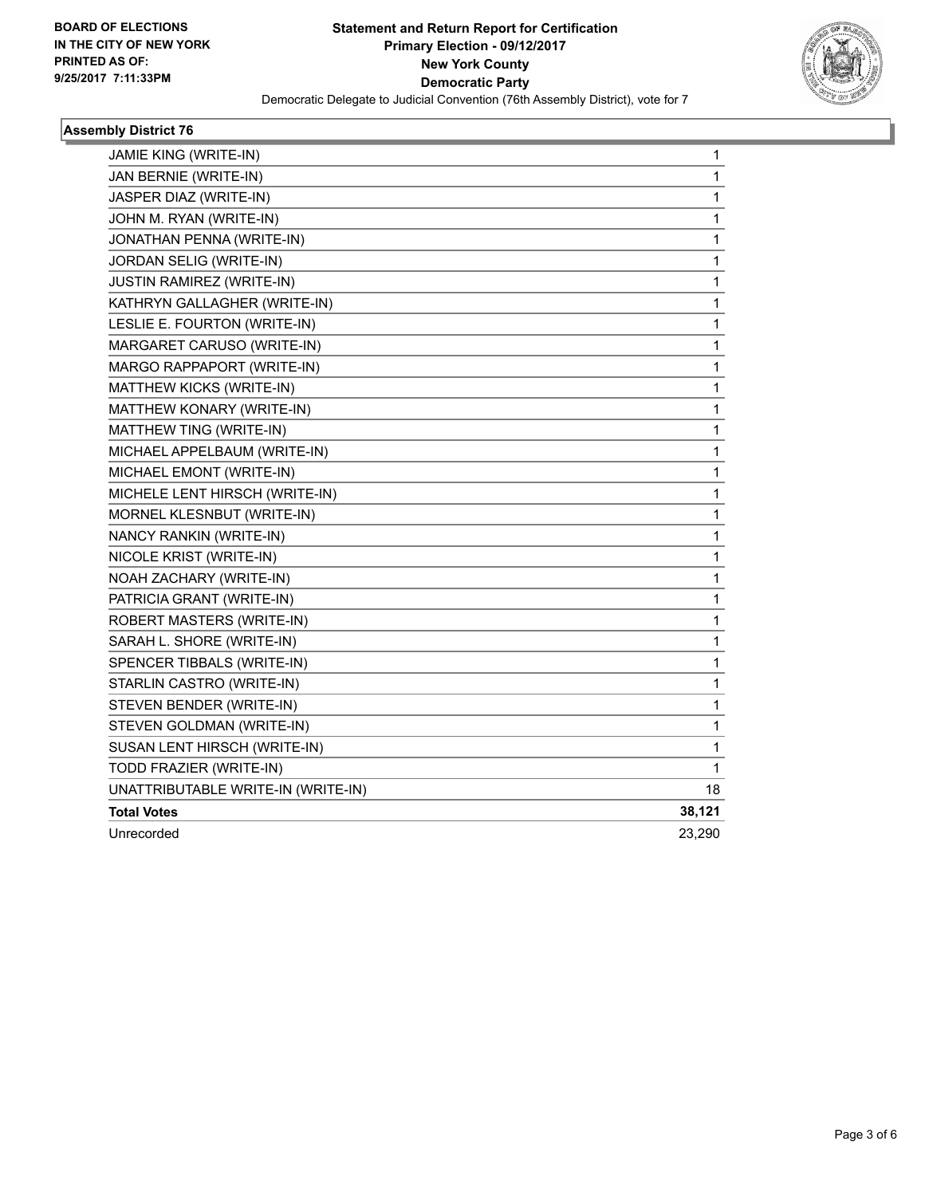**Statement and Return Report for Certification**
**Primary Election - 09/12/2017**
**New York County**
**Democratic Party**
Democratic Delegate to Judicial Convention (76th Assembly District), vote for 7

BOARD OF ELECTIONS
IN THE CITY OF NEW YORK
PRINTED AS OF:
9/25/2017 7:11:33PM

## Assembly District 76

| Candidate | Votes |
|---|---|
| JAMIE KING (WRITE-IN) | 1 |
| JAN BERNIE (WRITE-IN) | 1 |
| JASPER DIAZ (WRITE-IN) | 1 |
| JOHN M. RYAN (WRITE-IN) | 1 |
| JONATHAN PENNA (WRITE-IN) | 1 |
| JORDAN SELIG (WRITE-IN) | 1 |
| JUSTIN RAMIREZ (WRITE-IN) | 1 |
| KATHRYN GALLAGHER (WRITE-IN) | 1 |
| LESLIE E. FOURTON (WRITE-IN) | 1 |
| MARGARET CARUSO (WRITE-IN) | 1 |
| MARGO RAPPAPORT (WRITE-IN) | 1 |
| MATTHEW KICKS (WRITE-IN) | 1 |
| MATTHEW KONARY (WRITE-IN) | 1 |
| MATTHEW TING (WRITE-IN) | 1 |
| MICHAEL APPELBAUM (WRITE-IN) | 1 |
| MICHAEL EMONT (WRITE-IN) | 1 |
| MICHELE LENT HIRSCH (WRITE-IN) | 1 |
| MORNEL KLESNBUT (WRITE-IN) | 1 |
| NANCY RANKIN (WRITE-IN) | 1 |
| NICOLE KRIST (WRITE-IN) | 1 |
| NOAH ZACHARY (WRITE-IN) | 1 |
| PATRICIA GRANT (WRITE-IN) | 1 |
| ROBERT MASTERS (WRITE-IN) | 1 |
| SARAH L. SHORE (WRITE-IN) | 1 |
| SPENCER TIBBALS (WRITE-IN) | 1 |
| STARLIN CASTRO (WRITE-IN) | 1 |
| STEVEN BENDER (WRITE-IN) | 1 |
| STEVEN GOLDMAN (WRITE-IN) | 1 |
| SUSAN LENT HIRSCH (WRITE-IN) | 1 |
| TODD FRAZIER (WRITE-IN) | 1 |
| UNATTRIBUTABLE WRITE-IN (WRITE-IN) | 18 |
| **Total Votes** | **38,121** |
| Unrecorded | 23,290 |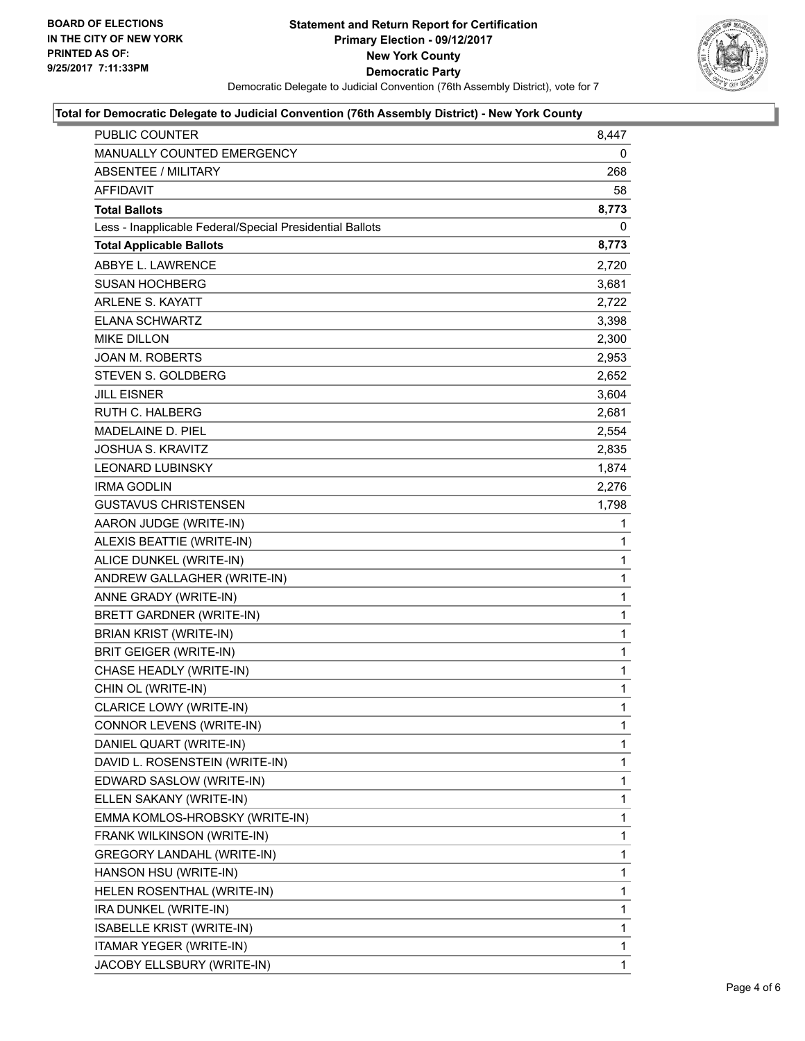**BOARD OF ELECTIONS IN THE CITY OF NEW YORK PRINTED AS OF: 9/25/2017 7:11:33PM**

# Statement and Return Report for Certification
## Primary Election - 09/12/2017
## New York County
## Democratic Party

Democratic Delegate to Judicial Convention (76th Assembly District), vote for 7

### Total for Democratic Delegate to Judicial Convention (76th Assembly District) - New York County

| | |
|---|---|
| PUBLIC COUNTER | 8,447 |
| MANUALLY COUNTED EMERGENCY | 0 |
| ABSENTEE / MILITARY | 268 |
| AFFIDAVIT | 58 |
| **Total Ballots** | **8,773** |
| Less - Inapplicable Federal/Special Presidential Ballots | 0 |
| **Total Applicable Ballots** | **8,773** |
| ABBYE L. LAWRENCE | 2,720 |
| SUSAN HOCHBERG | 3,681 |
| ARLENE S. KAYATT | 2,722 |
| ELANA SCHWARTZ | 3,398 |
| MIKE DILLON | 2,300 |
| JOAN M. ROBERTS | 2,953 |
| STEVEN S. GOLDBERG | 2,652 |
| JILL EISNER | 3,604 |
| RUTH C. HALBERG | 2,681 |
| MADELAINE D. PIEL | 2,554 |
| JOSHUA S. KRAVITZ | 2,835 |
| LEONARD LUBINSKY | 1,874 |
| IRMA GODLIN | 2,276 |
| GUSTAVUS CHRISTENSEN | 1,798 |
| AARON JUDGE (WRITE-IN) | 1 |
| ALEXIS BEATTIE (WRITE-IN) | 1 |
| ALICE DUNKEL (WRITE-IN) | 1 |
| ANDREW GALLAGHER (WRITE-IN) | 1 |
| ANNE GRADY (WRITE-IN) | 1 |
| BRETT GARDNER (WRITE-IN) | 1 |
| BRIAN KRIST (WRITE-IN) | 1 |
| BRIT GEIGER (WRITE-IN) | 1 |
| CHASE HEADLY (WRITE-IN) | 1 |
| CHIN OL (WRITE-IN) | 1 |
| CLARICE LOWY (WRITE-IN) | 1 |
| CONNOR LEVENS (WRITE-IN) | 1 |
| DANIEL QUART (WRITE-IN) | 1 |
| DAVID L. ROSENSTEIN (WRITE-IN) | 1 |
| EDWARD SASLOW (WRITE-IN) | 1 |
| ELLEN SAKANY (WRITE-IN) | 1 |
| EMMA KOMLOS-HROBSKY (WRITE-IN) | 1 |
| FRANK WILKINSON (WRITE-IN) | 1 |
| GREGORY LANDAHL (WRITE-IN) | 1 |
| HANSON HSU (WRITE-IN) | 1 |
| HELEN ROSENTHAL (WRITE-IN) | 1 |
| IRA DUNKEL (WRITE-IN) | 1 |
| ISABELLE KRIST (WRITE-IN) | 1 |
| ITAMAR YEGER (WRITE-IN) | 1 |
| JACOBY ELLSBURY (WRITE-IN) | 1 |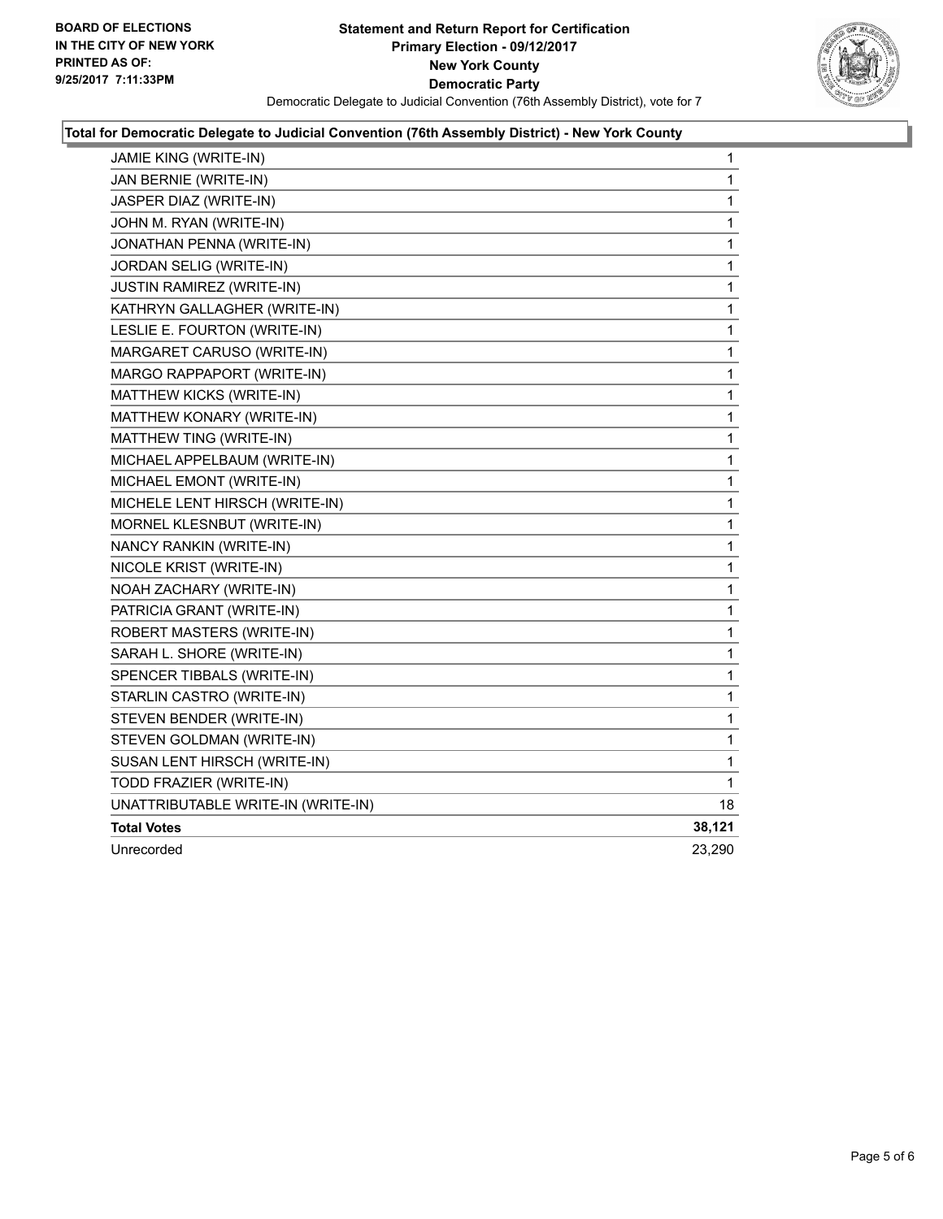**BOARD OF ELECTIONS IN THE CITY OF NEW YORK PRINTED AS OF: 9/25/2017 7:11:33PM**

**Statement and Return Report for Certification**
**Primary Election - 09/12/2017**
**New York County**
**Democratic Party**
Democratic Delegate to Judicial Convention (76th Assembly District), vote for 7

### Total for Democratic Delegate to Judicial Convention (76th Assembly District) - New York County

| | |
|---|---|
| JAMIE KING (WRITE-IN) | 1 |
| JAN BERNIE (WRITE-IN) | 1 |
| JASPER DIAZ (WRITE-IN) | 1 |
| JOHN M. RYAN (WRITE-IN) | 1 |
| JONATHAN PENNA (WRITE-IN) | 1 |
| JORDAN SELIG (WRITE-IN) | 1 |
| JUSTIN RAMIREZ (WRITE-IN) | 1 |
| KATHRYN GALLAGHER (WRITE-IN) | 1 |
| LESLIE E. FOURTON (WRITE-IN) | 1 |
| MARGARET CARUSO (WRITE-IN) | 1 |
| MARGO RAPPAPORT (WRITE-IN) | 1 |
| MATTHEW KICKS (WRITE-IN) | 1 |
| MATTHEW KONARY (WRITE-IN) | 1 |
| MATTHEW TING (WRITE-IN) | 1 |
| MICHAEL APPELBAUM (WRITE-IN) | 1 |
| MICHAEL EMONT (WRITE-IN) | 1 |
| MICHELE LENT HIRSCH (WRITE-IN) | 1 |
| MORNEL KLESNBUT (WRITE-IN) | 1 |
| NANCY RANKIN (WRITE-IN) | 1 |
| NICOLE KRIST (WRITE-IN) | 1 |
| NOAH ZACHARY (WRITE-IN) | 1 |
| PATRICIA GRANT (WRITE-IN) | 1 |
| ROBERT MASTERS (WRITE-IN) | 1 |
| SARAH L. SHORE (WRITE-IN) | 1 |
| SPENCER TIBBALS (WRITE-IN) | 1 |
| STARLIN CASTRO (WRITE-IN) | 1 |
| STEVEN BENDER (WRITE-IN) | 1 |
| STEVEN GOLDMAN (WRITE-IN) | 1 |
| SUSAN LENT HIRSCH (WRITE-IN) | 1 |
| TODD FRAZIER (WRITE-IN) | 1 |
| UNATTRIBUTABLE WRITE-IN (WRITE-IN) | 18 |
| **Total Votes** | **38,121** |
| Unrecorded | 23,290 |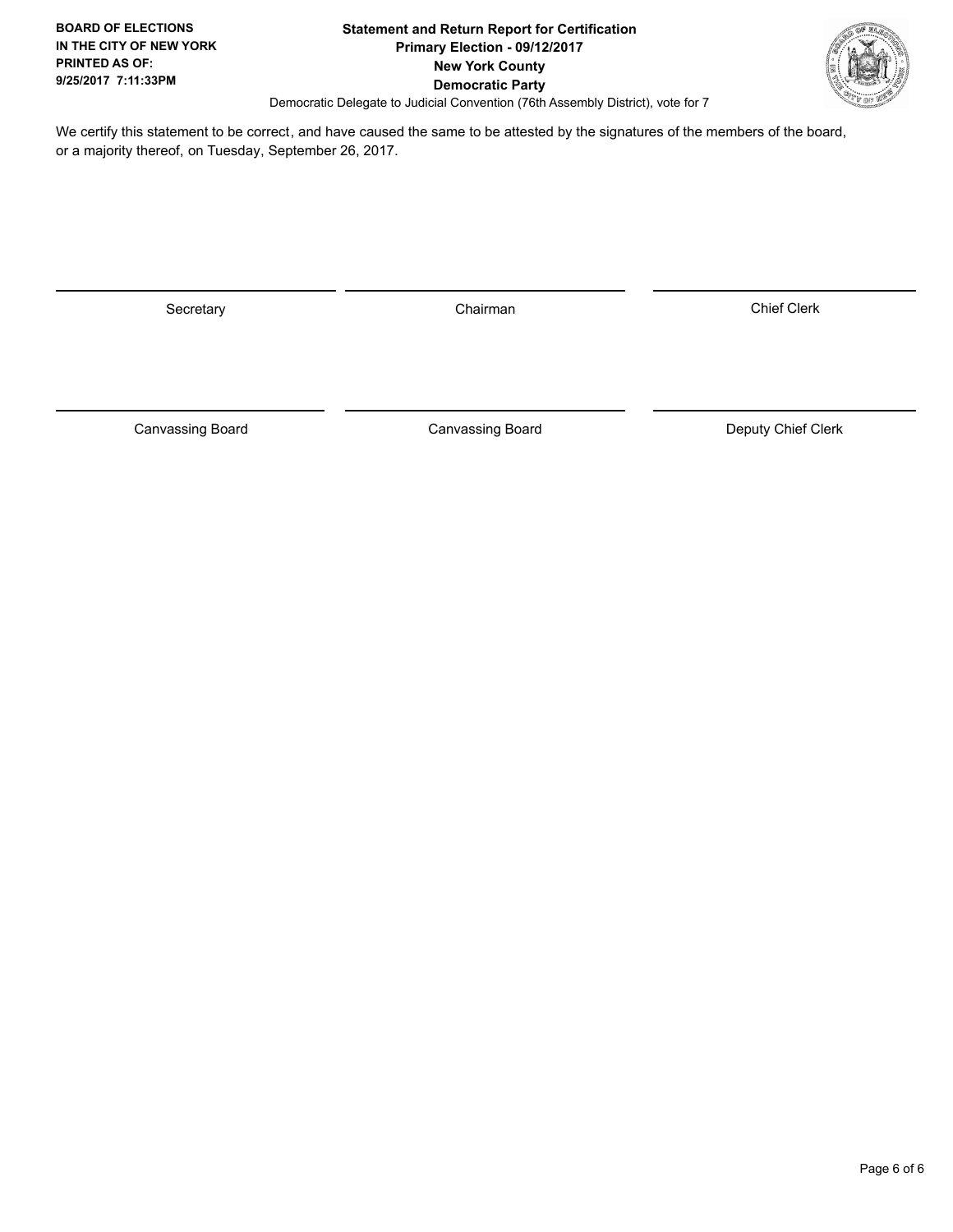**BOARD OF ELECTIONS IN THE CITY OF NEW YORK**
**PRINTED AS OF: 9/25/2017 7:11:33PM**

**Statement and Return Report for Certification**
**Primary Election - 09/12/2017**
**New York County**
**Democratic Party**
Democratic Delegate to Judicial Convention (76th Assembly District), vote for 7

We certify this statement to be correct, and have caused the same to be attested by the signatures of the members of the board, or a majority thereof, on Tuesday, September 26, 2017.

| | | |
|---|---|---|
| Secretary | Chairman | Chief Clerk |
| Canvassing Board | Canvassing Board | Deputy Chief Clerk |